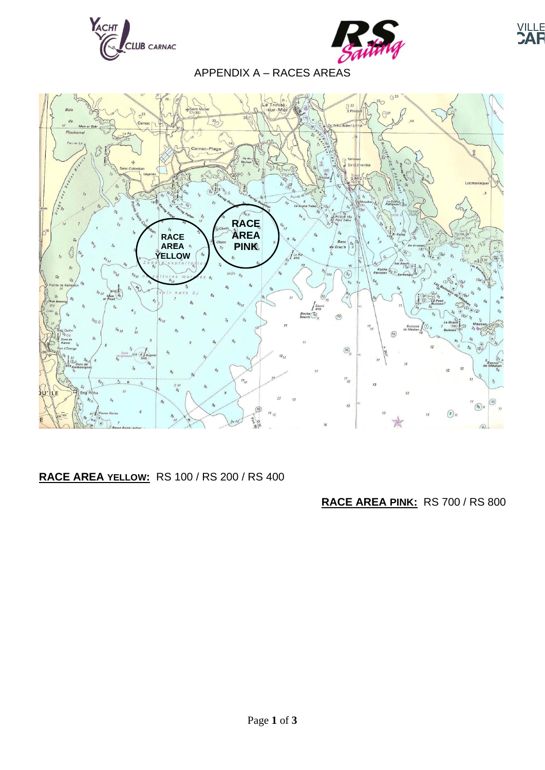## APPENDIX A – RACES AREAS

**RACE AREA YELLOW:** RS 100 / RS 200 / RS 400

**RACE AREA PINK:** RS 700 / RS 800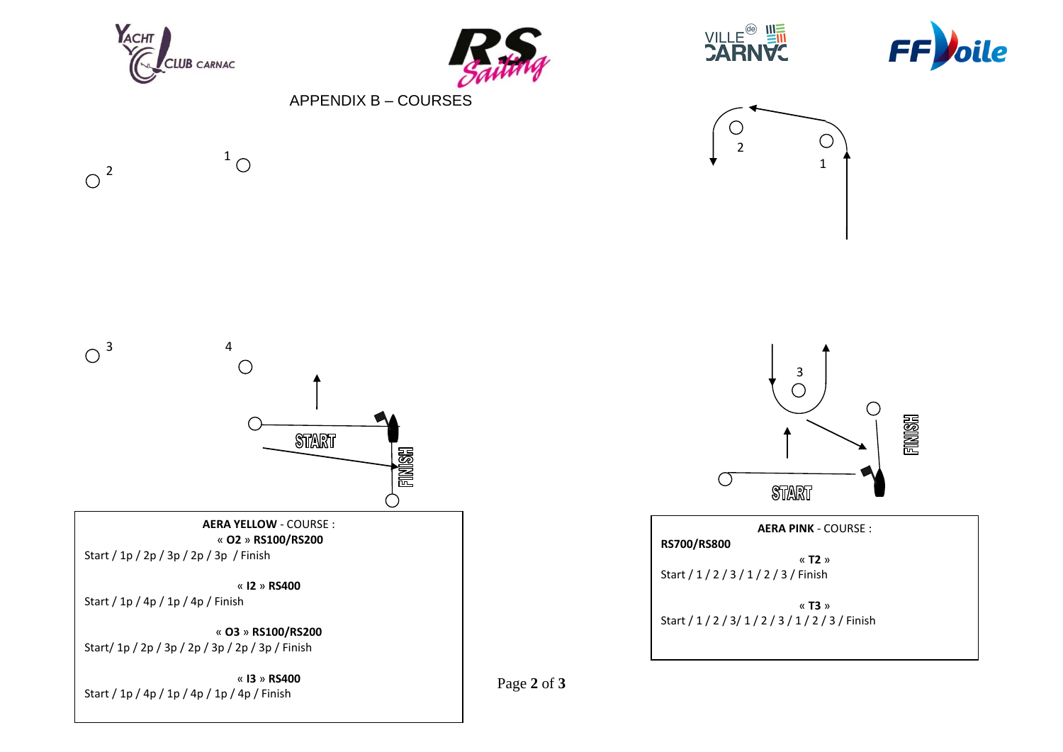# APPENDIX B – COURSES

**AERA YELLOW** - COURSE :

« **O2** » **RS100/RS200**
Start / 1p / 2p / 3p / 2p / 3p / Finish

« **I2** » **RS400**
Start / 1p / 4p / 1p / 4p / Finish

« **O3** » **RS100/RS200**
Start/ 1p / 2p / 3p / 2p / 3p / 2p / 3p / Finish

« **I3** » **RS400**
Start / 1p / 4p / 1p / 4p / 1p / 4p / Finish

**AERA PINK** - COURSE :

**RS700/RS800**

« **T2** »
Start / 1 / 2 / 3 / 1 / 2 / 3 / Finish

« **T3** »
Start / 1 / 2 / 3/ 1 / 2 / 3 / 1 / 2 / 3 / Finish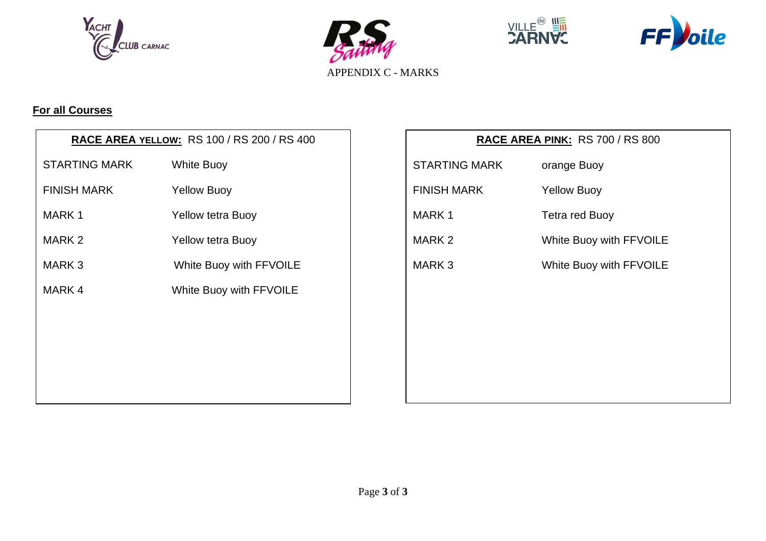APPENDIX C - MARKS

**For all Courses**

| **RACE AREA YELLOW:** RS 100 / RS 200 / RS 400 | |
|---|---|
| STARTING MARK | White Buoy |
| FINISH MARK | Yellow Buoy |
| MARK 1 | Yellow tetra Buoy |
| MARK 2 | Yellow tetra Buoy |
| MARK 3 | White Buoy with FFVOILE |
| MARK 4 | White Buoy with FFVOILE |

| **RACE AREA PINK:** RS 700 / RS 800 | |
|---|---|
| STARTING MARK | orange Buoy |
| FINISH MARK | Yellow Buoy |
| MARK 1 | Tetra red Buoy |
| MARK 2 | White Buoy with FFVOILE |
| MARK 3 | White Buoy with FFVOILE |